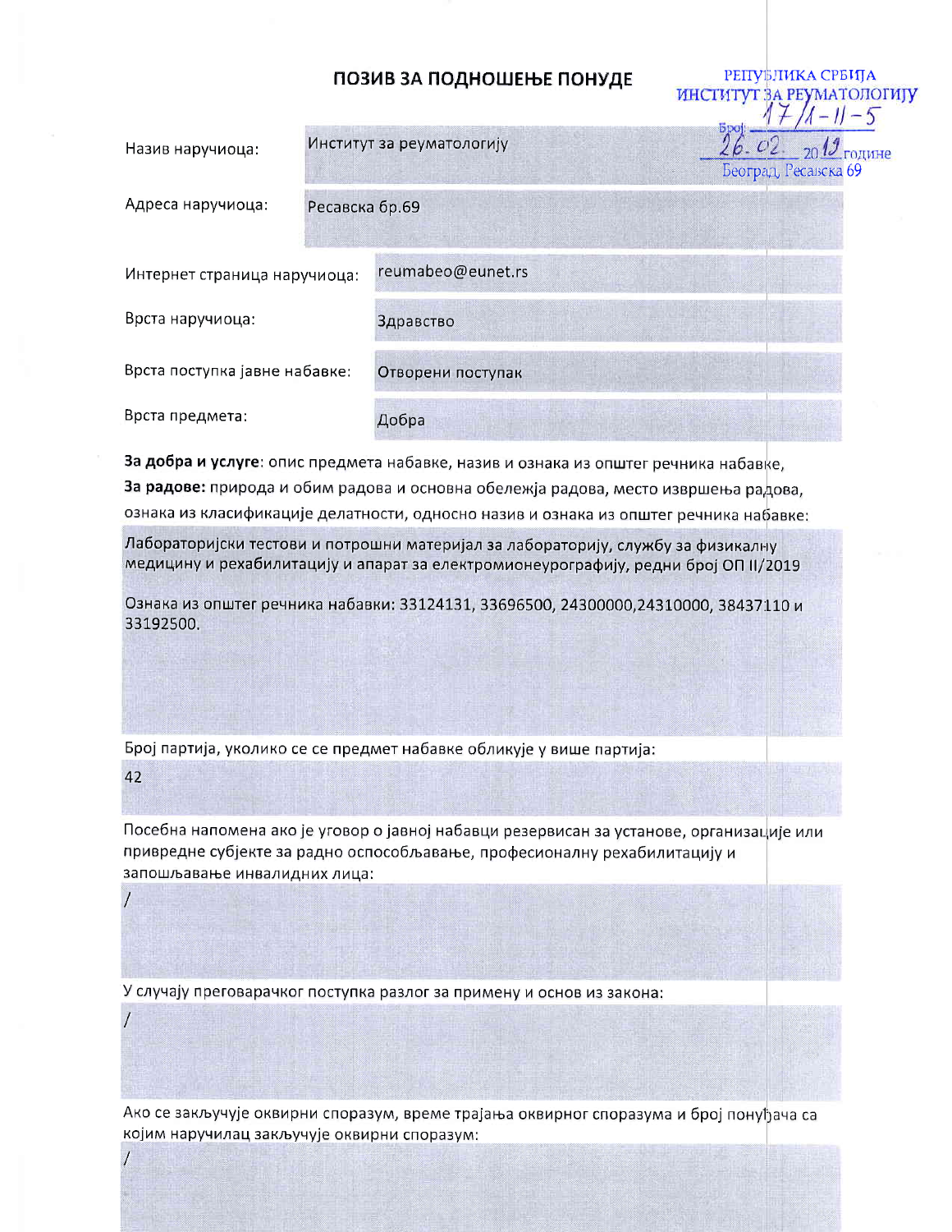# ПОЗИВ ЗА ПОДНОШЕЊЕ ПОНУДЕ

РЕПУБЛИКА СРБИЈА
ИНСТИТУТ ЗА РЕУМАТОЛОГИЈУ
Број: 17/1-11-5
26.02. 2019 године
Београд, Ресавска 69

| | |
|---|---|
| Назив наручиоца: | Институт за реуматологију |
| Адреса наручиоца: | Ресавска бр.69 |
| Интернет страница наручиоца: | reumabeo@eunet.rs |
| Врста наручиоца: | Здравство |
| Врста поступка јавне набавке: | Отворени поступак |
| Врста предмета: | Добра |

**За добра и услуге**: опис предмета набавке, назив и ознака из општег речника набавке,
**За радове:** природа и обим радова и основна обележја радова, место извршења радова, ознака из класификације делатности, односно назив и ознака из општег речника набавке:

Лабораторијски тестови и потрошни материјал за лабораторију, службу за физикалну медицину и рехабилитацију и апарат за електромионеурографију, редни број ОП II/2019

Ознака из општег речника набавки: 33124131, 33696500, 24300000,24310000, 38437110 и 33192500.

Број партија, уколико се се предмет набавке обликује у више партија:

42

Посебна напомена ако је уговор о јавној набавци резервисан за установе, организације или привредне субјекте за радно оспособљавање, професионалну рехабилитацију и запошљавање инвалидних лица:

/

У случају преговарачког поступка разлог за примену и основ из закона:

/

Ако се закључује оквирни споразум, време трајања оквирног споразума и број понуђача са којим наручилац закључује оквирни споразум:

/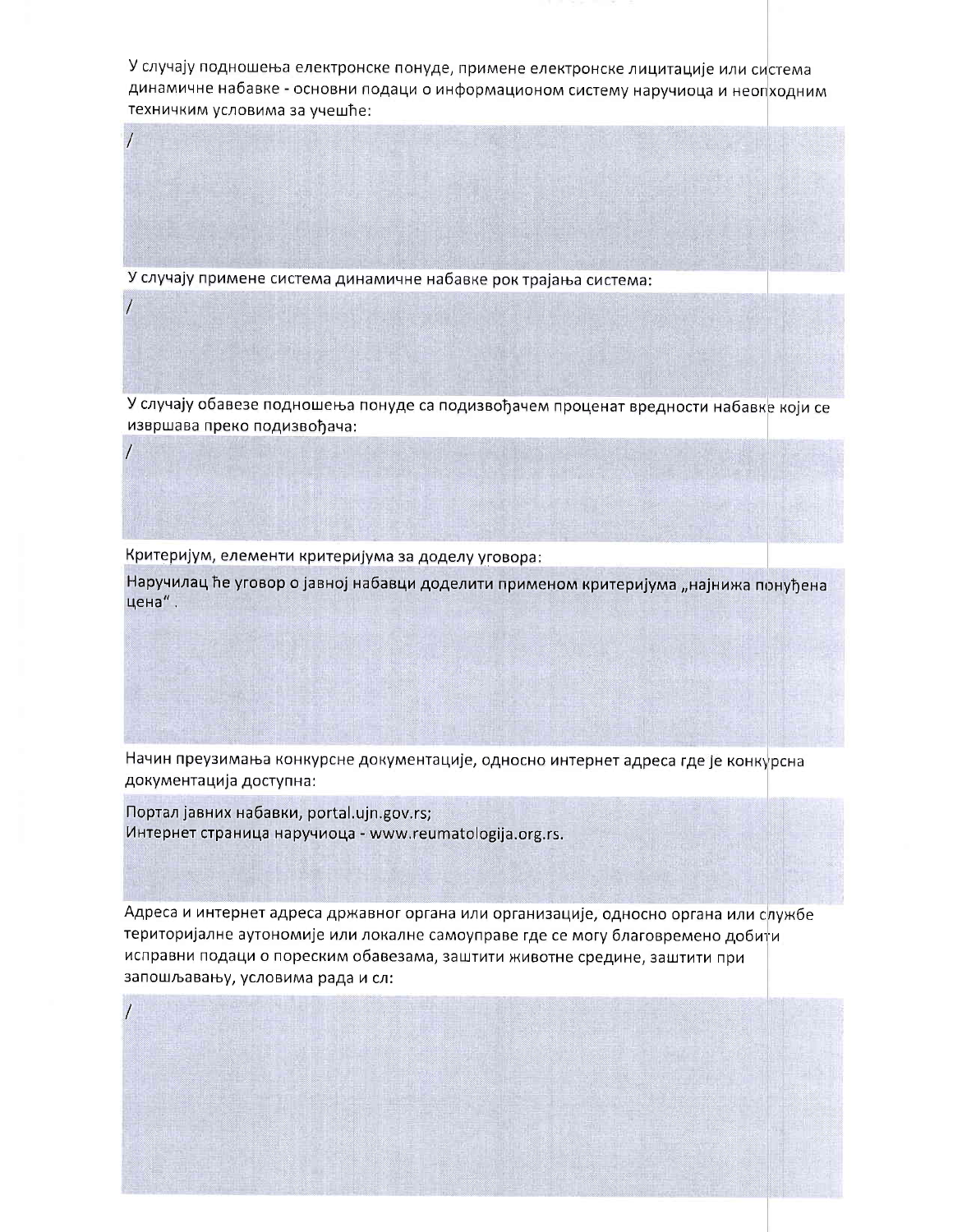У случају подношења електронске понуде, примене електронске лицитације или система динамичне набавке - основни подаци о информационом систему наручиоца и неопходним техничким условима за учешће:

/

У случају примене система динамичне набавке рок трајања система:

/

У случају обавезе подношења понуде са подизвођачем проценат вредности набавке који се извршава преко подизвођача:

/

Критеријум, елементи критеријума за доделу уговора:

Наручилац ће уговор о јавној набавци доделити применом критеријума „најнижа понуђена цена" .

Начин преузимања конкурсне документације, односно интернет адреса где је конкурсна документација доступна:

Портал јавних набавки, portal.ujn.gov.rs;
Интернет страница наручиоца - www.reumatologija.org.rs.

Адреса и интернет адреса државног органа или организације, односно органа или службе територијалне аутономије или локалне самоуправе где се могу благовремено добити исправни подаци о пореским обавезама, заштити животне средине, заштити при запошљавању, условима рада и сл:

/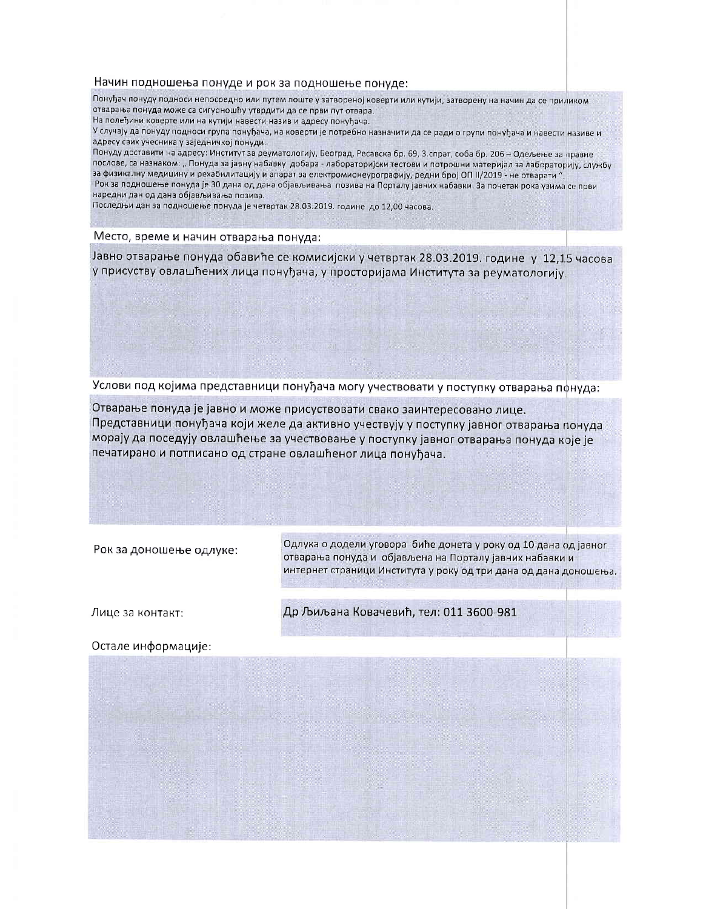Начин подношења понуде и рок за подношење понуде:

Понуђач понуду подноси непосредно или путем поште у затвореној коверти или кутији, затворену на начин да се приликом отварања понуда може са сигурношћу утврдити да се први пут отвара.
На полеђини коверте или на кутији навести назив и адресу понуђача.
У случају да понуду подноси група понуђача, на коверти је потребно назначити да се ради о групи понуђача и навести називе и адресу свих учесника у заједничкој понуди.
Понуду доставити на адресу: Институт за реуматологију, Београд, Ресавска бр. 69, 3.спрат, соба бр. 206 – Одељење за правне послове, са назнаком: „ Понуда за јавну набавку добара - лабораторијски тестови и потрошни материјал за лабораторију, службу за физикалну медицину и рехабилитацију и апарат за електромионеурографију, редни број ОП II/2019 - не отварати ".
Рок за подношење понуда је 30 дана од дана објављивања позива на Порталу јавних набавки. За почетак рока узима се први наредни дан од дана објављивања позива.
Последњи дан за подношење понуда је четвртак 28.03.2019. године до 12,00 часова.

Место, време и начин отварања понуда:

Јавно отварање понуда обавиће се комисијски у четвртак 28.03.2019. године у 12,15 часова у присуству овлашћених лица понуђача, у просторијама Института за реуматологију.

Услови под којима представници понуђача могу учествовати у поступку отварања понуда:

Отварање понуда је јавно и може присуствовати свако заинтересовано лице.
Представници понуђача који желе да активно учествују у поступку јавног отварања понуда морају да поседују овлашћење за учествовање у поступку јавног отварања понуда које је печатирано и потписано од стране овлашћеног лица понуђача.

Рок за доношење одлуке: Одлука о додели уговора биће донета у року од 10 дана од јавног отварања понуда и објављена на Порталу јавних набавки и интернет страници Института у року од три дана од дана доношења.

Лице за контакт: Др Љиљана Ковачевић, тел: 011 3600-981

Остале информације: